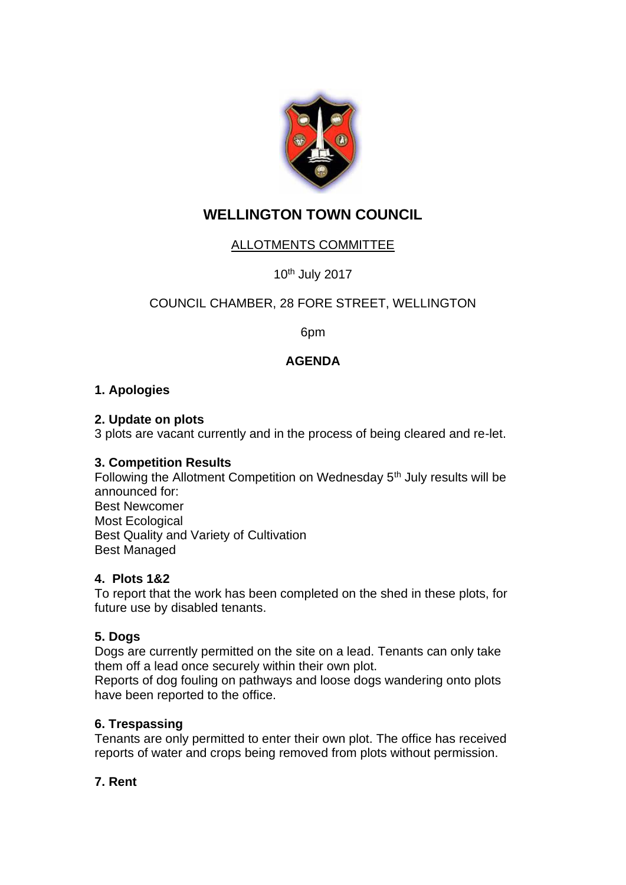# WELLINGTON TOWN COUNCIL

ALLOTMENTS COMMITTEE

10th July 2017

COUNCIL CHAMBER, 28 FORE STREET, WELLINGTON

6pm

**AGENDA**

**1. Apologies**

**2. Update on plots**

3 plots are vacant currently and in the process of being cleared and re-let.

**3. Competition Results**

Following the Allotment Competition on Wednesday 5th July results will be announced for:

Best Newcomer
Most Ecological
Best Quality and Variety of Cultivation
Best Managed

**4. Plots 1&2**

To report that the work has been completed on the shed in these plots, for future use by disabled tenants.

**5. Dogs**

Dogs are currently permitted on the site on a lead. Tenants can only take them off a lead once securely within their own plot.

Reports of dog fouling on pathways and loose dogs wandering onto plots have been reported to the office.

**6. Trespassing**

Tenants are only permitted to enter their own plot. The office has received reports of water and crops being removed from plots without permission.

**7. Rent**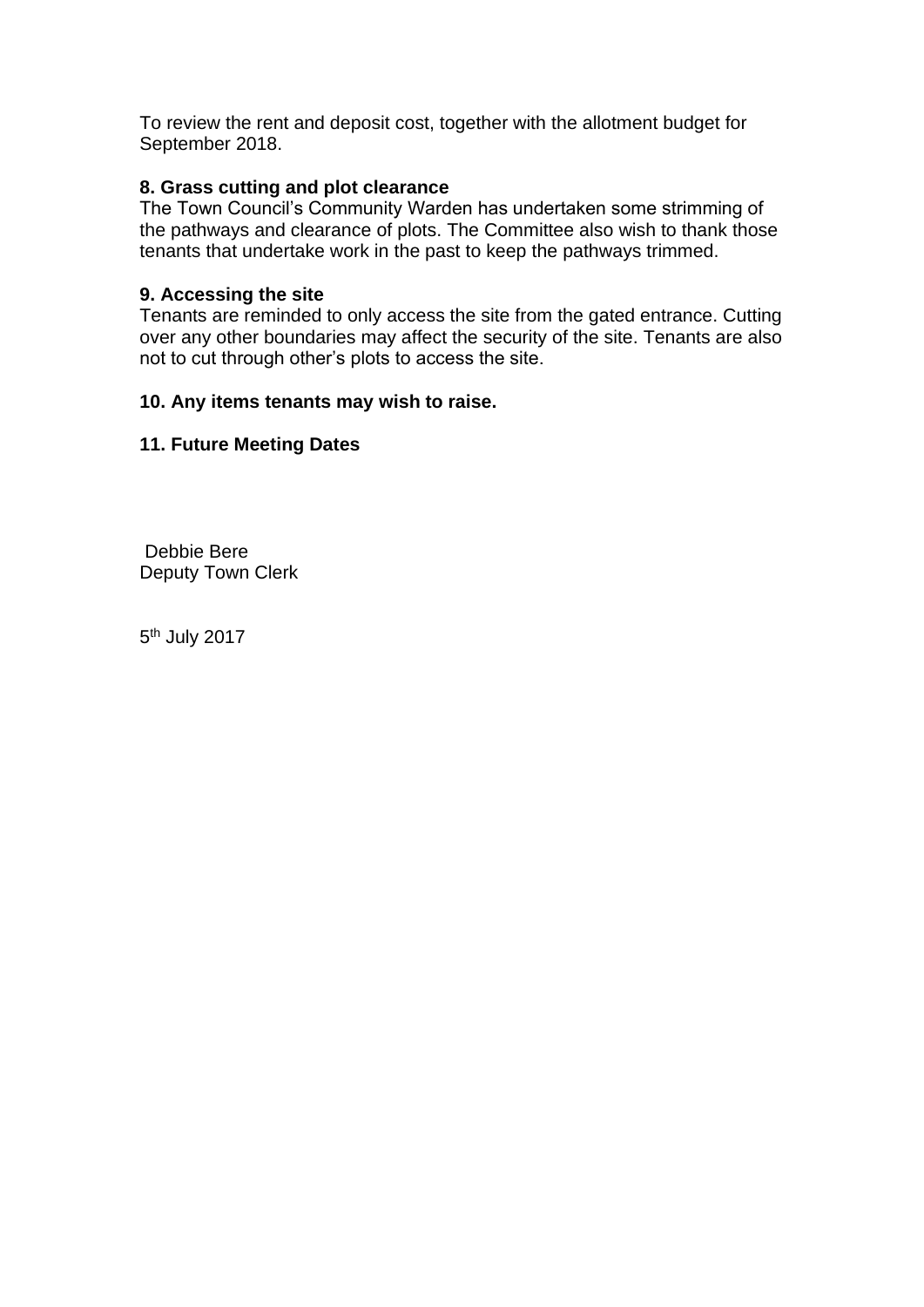To review the rent and deposit cost, together with the allotment budget for September 2018.

**8. Grass cutting and plot clearance**

The Town Council's Community Warden has undertaken some strimming of the pathways and clearance of plots. The Committee also wish to thank those tenants that undertake work in the past to keep the pathways trimmed.

**9. Accessing the site**

Tenants are reminded to only access the site from the gated entrance. Cutting over any other boundaries may affect the security of the site. Tenants are also not to cut through other's plots to access the site.

**10. Any items tenants may wish to raise.**

**11. Future Meeting Dates**

Debbie Bere
Deputy Town Clerk

5th July 2017